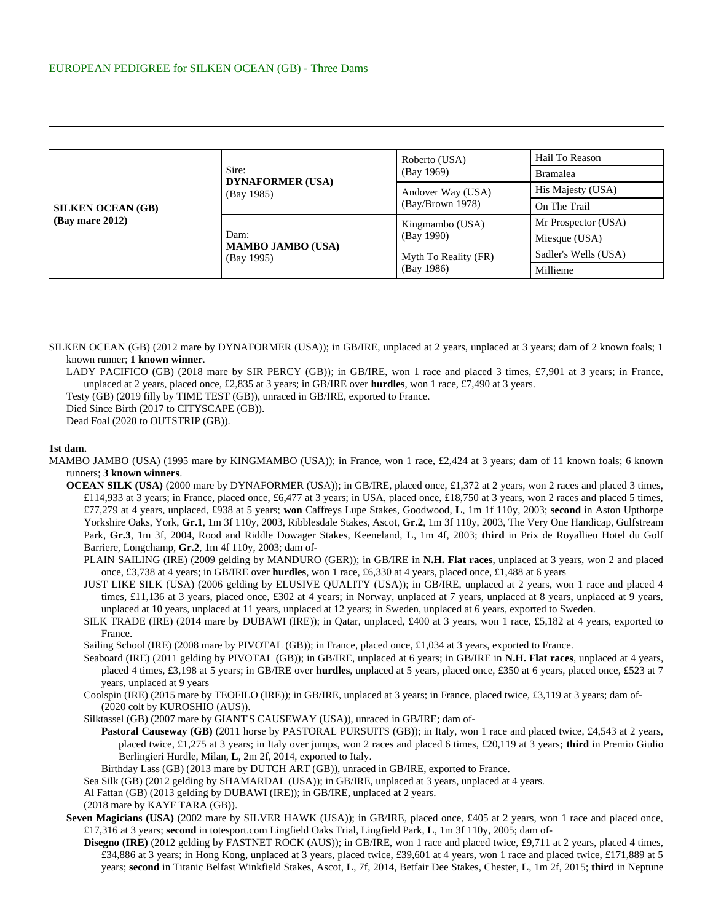EUROPEAN PEDIGREE for SILKEN OCEAN (GB) - Three Dams

---

| | | | |
|---|---|---|---|
| **SILKEN OCEAN (GB)** **(Bay mare 2012)** | Sire: **DYNAFORMER (USA)** (Bay 1985) | Roberto (USA) (Bay 1969) | Hail To Reason |
| | | | Bramalea |
| | | Andover Way (USA) (Bay/Brown 1978) | His Majesty (USA) |
| | | | On The Trail |
| | Dam: **MAMBO JAMBO (USA)** (Bay 1995) | Kingmambo (USA) (Bay 1990) | Mr Prospector (USA) |
| | | | Miesque (USA) |
| | | Myth To Reality (FR) (Bay 1986) | Sadler's Wells (USA) |
| | | | Millieme |

SILKEN OCEAN (GB) (2012 mare by DYNAFORMER (USA)); in GB/IRE, unplaced at 2 years, unplaced at 3 years; dam of 2 known foals; 1 known runner; **1 known winner**.

LADY PACIFICO (GB) (2018 mare by SIR PERCY (GB)); in GB/IRE, won 1 race and placed 3 times, £7,901 at 3 years; in France, unplaced at 2 years, placed once, £2,835 at 3 years; in GB/IRE over **hurdles**, won 1 race, £7,490 at 3 years.

Testy (GB) (2019 filly by TIME TEST (GB)), unraced in GB/IRE, exported to France.

Died Since Birth (2017 to CITYSCAPE (GB)).

Dead Foal (2020 to OUTSTRIP (GB)).

**1st dam.**

MAMBO JAMBO (USA) (1995 mare by KINGMAMBO (USA)); in France, won 1 race, £2,424 at 3 years; dam of 11 known foals; 6 known runners; **3 known winners**.

**OCEAN SILK (USA)** (2000 mare by DYNAFORMER (USA)); in GB/IRE, placed once, £1,372 at 2 years, won 2 races and placed 3 times, £114,933 at 3 years; in France, placed once, £6,477 at 3 years; in USA, placed once, £18,750 at 3 years, won 2 races and placed 5 times, £77,279 at 4 years, unplaced, £938 at 5 years; **won** Caffreys Lupe Stakes, Goodwood, **L**, 1m 1f 110y, 2003; **second** in Aston Upthorpe Yorkshire Oaks, York, **Gr.1**, 1m 3f 110y, 2003, Ribblesdale Stakes, Ascot, **Gr.2**, 1m 3f 110y, 2003, The Very One Handicap, Gulfstream Park, **Gr.3**, 1m 3f, 2004, Rood and Riddle Dowager Stakes, Keeneland, **L**, 1m 4f, 2003; **third** in Prix de Royallieu Hotel du Golf Barriere, Longchamp, **Gr.2**, 1m 4f 110y, 2003; dam of-

PLAIN SAILING (IRE) (2009 gelding by MANDURO (GER)); in GB/IRE in **N.H. Flat races**, unplaced at 3 years, won 2 and placed once, £3,738 at 4 years; in GB/IRE over **hurdles**, won 1 race, £6,330 at 4 years, placed once, £1,488 at 6 years

JUST LIKE SILK (USA) (2006 gelding by ELUSIVE QUALITY (USA)); in GB/IRE, unplaced at 2 years, won 1 race and placed 4 times, £11,136 at 3 years, placed once, £302 at 4 years; in Norway, unplaced at 7 years, unplaced at 8 years, unplaced at 9 years, unplaced at 10 years, unplaced at 11 years, unplaced at 12 years; in Sweden, unplaced at 6 years, exported to Sweden.

SILK TRADE (IRE) (2014 mare by DUBAWI (IRE)); in Qatar, unplaced, £400 at 3 years, won 1 race, £5,182 at 4 years, exported to France.

Sailing School (IRE) (2008 mare by PIVOTAL (GB)); in France, placed once, £1,034 at 3 years, exported to France.

Seaboard (IRE) (2011 gelding by PIVOTAL (GB)); in GB/IRE, unplaced at 6 years; in GB/IRE in **N.H. Flat races**, unplaced at 4 years, placed 4 times, £3,198 at 5 years; in GB/IRE over **hurdles**, unplaced at 5 years, placed once, £350 at 6 years, placed once, £523 at 7 years, unplaced at 9 years

Coolspin (IRE) (2015 mare by TEOFILO (IRE)); in GB/IRE, unplaced at 3 years; in France, placed twice, £3,119 at 3 years; dam of-
(2020 colt by KUROSHIO (AUS)).

Silktassel (GB) (2007 mare by GIANT'S CAUSEWAY (USA)), unraced in GB/IRE; dam of-

**Pastoral Causeway (GB)** (2011 horse by PASTORAL PURSUITS (GB)); in Italy, won 1 race and placed twice, £4,543 at 2 years, placed twice, £1,275 at 3 years; in Italy over jumps, won 2 races and placed 6 times, £20,119 at 3 years; **third** in Premio Giulio Berlingieri Hurdle, Milan, **L**, 2m 2f, 2014, exported to Italy.

Birthday Lass (GB) (2013 mare by DUTCH ART (GB)), unraced in GB/IRE, exported to France.

Sea Silk (GB) (2012 gelding by SHAMARDAL (USA)); in GB/IRE, unplaced at 3 years, unplaced at 4 years.

Al Fattan (GB) (2013 gelding by DUBAWI (IRE)); in GB/IRE, unplaced at 2 years.

(2018 mare by KAYF TARA (GB)).

**Seven Magicians (USA)** (2002 mare by SILVER HAWK (USA)); in GB/IRE, placed once, £405 at 2 years, won 1 race and placed once, £17,316 at 3 years; **second** in totesport.com Lingfield Oaks Trial, Lingfield Park, **L**, 1m 3f 110y, 2005; dam of-

**Disegno (IRE)** (2012 gelding by FASTNET ROCK (AUS)); in GB/IRE, won 1 race and placed twice, £9,711 at 2 years, placed 4 times, £34,886 at 3 years; in Hong Kong, unplaced at 3 years, placed twice, £39,601 at 4 years, won 1 race and placed twice, £171,889 at 5 years; **second** in Titanic Belfast Winkfield Stakes, Ascot, **L**, 7f, 2014, Betfair Dee Stakes, Chester, **L**, 1m 2f, 2015; **third** in Neptune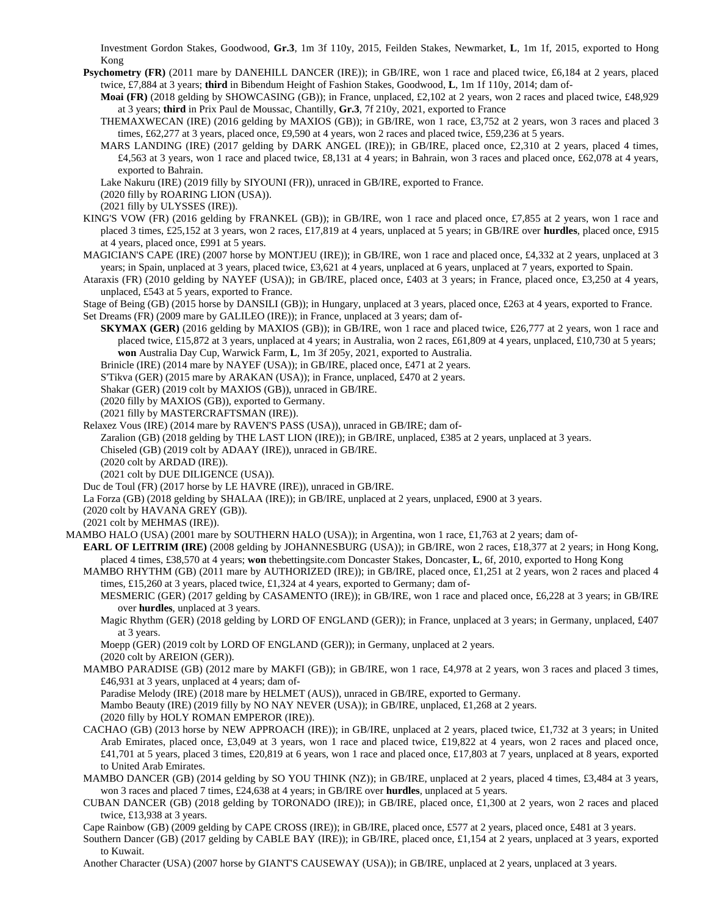Investment Gordon Stakes, Goodwood, **Gr.3**, 1m 3f 110y, 2015, Feilden Stakes, Newmarket, **L**, 1m 1f, 2015, exported to Hong Kong

**Psychometry (FR)** (2011 mare by DANEHILL DANCER (IRE)); in GB/IRE, won 1 race and placed twice, £6,184 at 2 years, placed twice, £7,884 at 3 years; **third** in Bibendum Height of Fashion Stakes, Goodwood, **L**, 1m 1f 110y, 2014; dam of-

**Moai (FR)** (2018 gelding by SHOWCASING (GB)); in France, unplaced, £2,102 at 2 years, won 2 races and placed twice, £48,929 at 3 years; **third** in Prix Paul de Moussac, Chantilly, **Gr.3**, 7f 210y, 2021, exported to France

THEMAXWECAN (IRE) (2016 gelding by MAXIOS (GB)); in GB/IRE, won 1 race, £3,752 at 2 years, won 3 races and placed 3 times, £62,277 at 3 years, placed once, £9,590 at 4 years, won 2 races and placed twice, £59,236 at 5 years.

MARS LANDING (IRE) (2017 gelding by DARK ANGEL (IRE)); in GB/IRE, placed once, £2,310 at 2 years, placed 4 times, £4,563 at 3 years, won 1 race and placed twice, £8,131 at 4 years; in Bahrain, won 3 races and placed once, £62,078 at 4 years, exported to Bahrain.

Lake Nakuru (IRE) (2019 filly by SIYOUNI (FR)), unraced in GB/IRE, exported to France.

(2020 filly by ROARING LION (USA)).

(2021 filly by ULYSSES (IRE)).

KING'S VOW (FR) (2016 gelding by FRANKEL (GB)); in GB/IRE, won 1 race and placed once, £7,855 at 2 years, won 1 race and placed 3 times, £25,152 at 3 years, won 2 races, £17,819 at 4 years, unplaced at 5 years; in GB/IRE over **hurdles**, placed once, £915 at 4 years, placed once, £991 at 5 years.

MAGICIAN'S CAPE (IRE) (2007 horse by MONTJEU (IRE)); in GB/IRE, won 1 race and placed once, £4,332 at 2 years, unplaced at 3 years; in Spain, unplaced at 3 years, placed twice, £3,621 at 4 years, unplaced at 6 years, unplaced at 7 years, exported to Spain.

Ataraxis (FR) (2010 gelding by NAYEF (USA)); in GB/IRE, placed once, £403 at 3 years; in France, placed once, £3,250 at 4 years, unplaced, £543 at 5 years, exported to France.

Stage of Being (GB) (2015 horse by DANSILI (GB)); in Hungary, unplaced at 3 years, placed once, £263 at 4 years, exported to France.

Set Dreams (FR) (2009 mare by GALILEO (IRE)); in France, unplaced at 3 years; dam of-

**SKYMAX (GER)** (2016 gelding by MAXIOS (GB)); in GB/IRE, won 1 race and placed twice, £26,777 at 2 years, won 1 race and placed twice, £15,872 at 3 years, unplaced at 4 years; in Australia, won 2 races, £61,809 at 4 years, unplaced, £10,730 at 5 years; **won** Australia Day Cup, Warwick Farm, **L**, 1m 3f 205y, 2021, exported to Australia.

Brinicle (IRE) (2014 mare by NAYEF (USA)); in GB/IRE, placed once, £471 at 2 years.

S'Tikva (GER) (2015 mare by ARAKAN (USA)); in France, unplaced, £470 at 2 years.

Shakar (GER) (2019 colt by MAXIOS (GB)), unraced in GB/IRE.

(2020 filly by MAXIOS (GB)), exported to Germany.

(2021 filly by MASTERCRAFTSMAN (IRE)).

Relaxez Vous (IRE) (2014 mare by RAVEN'S PASS (USA)), unraced in GB/IRE; dam of-

Zaralion (GB) (2018 gelding by THE LAST LION (IRE)); in GB/IRE, unplaced, £385 at 2 years, unplaced at 3 years.

Chiseled (GB) (2019 colt by ADAAY (IRE)), unraced in GB/IRE.

(2020 colt by ARDAD (IRE)).

(2021 colt by DUE DILIGENCE (USA)).

Duc de Toul (FR) (2017 horse by LE HAVRE (IRE)), unraced in GB/IRE.

La Forza (GB) (2018 gelding by SHALAA (IRE)); in GB/IRE, unplaced at 2 years, unplaced, £900 at 3 years.

(2020 colt by HAVANA GREY (GB)).

(2021 colt by MEHMAS (IRE)).

MAMBO HALO (USA) (2001 mare by SOUTHERN HALO (USA)); in Argentina, won 1 race, £1,763 at 2 years; dam of-

**EARL OF LEITRIM (IRE)** (2008 gelding by JOHANNESBURG (USA)); in GB/IRE, won 2 races, £18,377 at 2 years; in Hong Kong, placed 4 times, £38,570 at 4 years; **won** thebettingsite.com Doncaster Stakes, Doncaster, **L**, 6f, 2010, exported to Hong Kong

MAMBO RHYTHM (GB) (2011 mare by AUTHORIZED (IRE)); in GB/IRE, placed once, £1,251 at 2 years, won 2 races and placed 4 times, £15,260 at 3 years, placed twice, £1,324 at 4 years, exported to Germany; dam of-

MESMERIC (GER) (2017 gelding by CASAMENTO (IRE)); in GB/IRE, won 1 race and placed once, £6,228 at 3 years; in GB/IRE over **hurdles**, unplaced at 3 years.

Magic Rhythm (GER) (2018 gelding by LORD OF ENGLAND (GER)); in France, unplaced at 3 years; in Germany, unplaced, £407 at 3 years.

Moepp (GER) (2019 colt by LORD OF ENGLAND (GER)); in Germany, unplaced at 2 years.

(2020 colt by AREION (GER)).

MAMBO PARADISE (GB) (2012 mare by MAKFI (GB)); in GB/IRE, won 1 race, £4,978 at 2 years, won 3 races and placed 3 times, £46,931 at 3 years, unplaced at 4 years; dam of-

Paradise Melody (IRE) (2018 mare by HELMET (AUS)), unraced in GB/IRE, exported to Germany.

Mambo Beauty (IRE) (2019 filly by NO NAY NEVER (USA)); in GB/IRE, unplaced, £1,268 at 2 years.

(2020 filly by HOLY ROMAN EMPEROR (IRE)).

CACHAO (GB) (2013 horse by NEW APPROACH (IRE)); in GB/IRE, unplaced at 2 years, placed twice, £1,732 at 3 years; in United Arab Emirates, placed once, £3,049 at 3 years, won 1 race and placed twice, £19,822 at 4 years, won 2 races and placed once, £41,701 at 5 years, placed 3 times, £20,819 at 6 years, won 1 race and placed once, £17,803 at 7 years, unplaced at 8 years, exported to United Arab Emirates.

MAMBO DANCER (GB) (2014 gelding by SO YOU THINK (NZ)); in GB/IRE, unplaced at 2 years, placed 4 times, £3,484 at 3 years, won 3 races and placed 7 times, £24,638 at 4 years; in GB/IRE over **hurdles**, unplaced at 5 years.

CUBAN DANCER (GB) (2018 gelding by TORONADO (IRE)); in GB/IRE, placed once, £1,300 at 2 years, won 2 races and placed twice, £13,938 at 3 years.

Cape Rainbow (GB) (2009 gelding by CAPE CROSS (IRE)); in GB/IRE, placed once, £577 at 2 years, placed once, £481 at 3 years.

Southern Dancer (GB) (2017 gelding by CABLE BAY (IRE)); in GB/IRE, placed once, £1,154 at 2 years, unplaced at 3 years, exported to Kuwait.

Another Character (USA) (2007 horse by GIANT'S CAUSEWAY (USA)); in GB/IRE, unplaced at 2 years, unplaced at 3 years.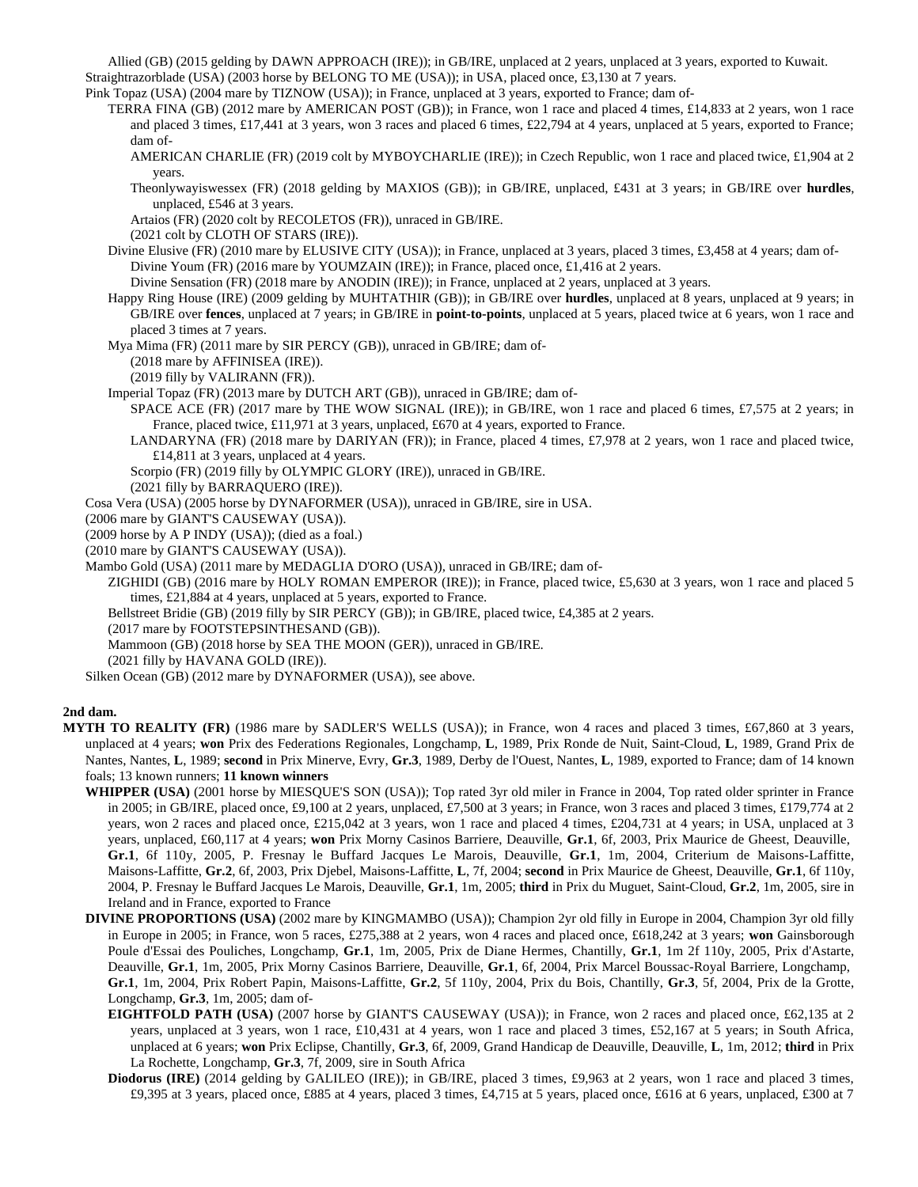Allied (GB) (2015 gelding by DAWN APPROACH (IRE)); in GB/IRE, unplaced at 2 years, unplaced at 3 years, exported to Kuwait.

Straightrazorblade (USA) (2003 horse by BELONG TO ME (USA)); in USA, placed once, £3,130 at 7 years.

Pink Topaz (USA) (2004 mare by TIZNOW (USA)); in France, unplaced at 3 years, exported to France; dam of-

TERRA FINA (GB) (2012 mare by AMERICAN POST (GB)); in France, won 1 race and placed 4 times, £14,833 at 2 years, won 1 race and placed 3 times, £17,441 at 3 years, won 3 races and placed 6 times, £22,794 at 4 years, unplaced at 5 years, exported to France; dam of-

AMERICAN CHARLIE (FR) (2019 colt by MYBOYCHARLIE (IRE)); in Czech Republic, won 1 race and placed twice, £1,904 at 2 years.

Theonlywayiswessex (FR) (2018 gelding by MAXIOS (GB)); in GB/IRE, unplaced, £431 at 3 years; in GB/IRE over **hurdles**, unplaced, £546 at 3 years.

Artaios (FR) (2020 colt by RECOLETOS (FR)), unraced in GB/IRE.

(2021 colt by CLOTH OF STARS (IRE)).

Divine Elusive (FR) (2010 mare by ELUSIVE CITY (USA)); in France, unplaced at 3 years, placed 3 times, £3,458 at 4 years; dam of-

Divine Youm (FR) (2016 mare by YOUMZAIN (IRE)); in France, placed once, £1,416 at 2 years.

Divine Sensation (FR) (2018 mare by ANODIN (IRE)); in France, unplaced at 2 years, unplaced at 3 years.

Happy Ring House (IRE) (2009 gelding by MUHTATHIR (GB)); in GB/IRE over **hurdles**, unplaced at 8 years, unplaced at 9 years; in GB/IRE over **fences**, unplaced at 7 years; in GB/IRE in **point-to-points**, unplaced at 5 years, placed twice at 6 years, won 1 race and placed 3 times at 7 years.

Mya Mima (FR) (2011 mare by SIR PERCY (GB)), unraced in GB/IRE; dam of-

(2018 mare by AFFINISEA (IRE)).

(2019 filly by VALIRANN (FR)).

Imperial Topaz (FR) (2013 mare by DUTCH ART (GB)), unraced in GB/IRE; dam of-

SPACE ACE (FR) (2017 mare by THE WOW SIGNAL (IRE)); in GB/IRE, won 1 race and placed 6 times, £7,575 at 2 years; in France, placed twice, £11,971 at 3 years, unplaced, £670 at 4 years, exported to France.

LANDARYNA (FR) (2018 mare by DARIYAN (FR)); in France, placed 4 times, £7,978 at 2 years, won 1 race and placed twice, £14,811 at 3 years, unplaced at 4 years.

Scorpio (FR) (2019 filly by OLYMPIC GLORY (IRE)), unraced in GB/IRE.

(2021 filly by BARRAQUERO (IRE)).

Cosa Vera (USA) (2005 horse by DYNAFORMER (USA)), unraced in GB/IRE, sire in USA.

(2006 mare by GIANT'S CAUSEWAY (USA)).

(2009 horse by A P INDY (USA)); (died as a foal.)

(2010 mare by GIANT'S CAUSEWAY (USA)).

Mambo Gold (USA) (2011 mare by MEDAGLIA D'ORO (USA)), unraced in GB/IRE; dam of-

ZIGHIDI (GB) (2016 mare by HOLY ROMAN EMPEROR (IRE)); in France, placed twice, £5,630 at 3 years, won 1 race and placed 5 times, £21,884 at 4 years, unplaced at 5 years, exported to France.

Bellstreet Bridie (GB) (2019 filly by SIR PERCY (GB)); in GB/IRE, placed twice, £4,385 at 2 years.

(2017 mare by FOOTSTEPSINTHESAND (GB)).

Mammoon (GB) (2018 horse by SEA THE MOON (GER)), unraced in GB/IRE.

(2021 filly by HAVANA GOLD (IRE)).

Silken Ocean (GB) (2012 mare by DYNAFORMER (USA)), see above.

**2nd dam.**

**MYTH TO REALITY (FR)** (1986 mare by SADLER'S WELLS (USA)); in France, won 4 races and placed 3 times, £67,860 at 3 years, unplaced at 4 years; **won** Prix des Federations Regionales, Longchamp, **L**, 1989, Prix Ronde de Nuit, Saint-Cloud, **L**, 1989, Grand Prix de Nantes, Nantes, **L**, 1989; **second** in Prix Minerve, Evry, **Gr.3**, 1989, Derby de l'Ouest, Nantes, **L**, 1989, exported to France; dam of 14 known foals; 13 known runners; **11 known winners**

**WHIPPER (USA)** (2001 horse by MIESQUE'S SON (USA)); Top rated 3yr old miler in France in 2004, Top rated older sprinter in France in 2005; in GB/IRE, placed once, £9,100 at 2 years, unplaced, £7,500 at 3 years; in France, won 3 races and placed 3 times, £179,774 at 2 years, won 2 races and placed once, £215,042 at 3 years, won 1 race and placed 4 times, £204,731 at 4 years; in USA, unplaced at 3 years, unplaced, £60,117 at 4 years; **won** Prix Morny Casinos Barriere, Deauville, **Gr.1**, 6f, 2003, Prix Maurice de Gheest, Deauville, **Gr.1**, 6f 110y, 2005, P. Fresnay le Buffard Jacques Le Marois, Deauville, **Gr.1**, 1m, 2004, Criterium de Maisons-Laffitte, Maisons-Laffitte, **Gr.2**, 6f, 2003, Prix Djebel, Maisons-Laffitte, **L**, 7f, 2004; **second** in Prix Maurice de Gheest, Deauville, **Gr.1**, 6f 110y, 2004, P. Fresnay le Buffard Jacques Le Marois, Deauville, **Gr.1**, 1m, 2005; **third** in Prix du Muguet, Saint-Cloud, **Gr.2**, 1m, 2005, sire in Ireland and in France, exported to France

**DIVINE PROPORTIONS (USA)** (2002 mare by KINGMAMBO (USA)); Champion 2yr old filly in Europe in 2004, Champion 3yr old filly in Europe in 2005; in France, won 5 races, £275,388 at 2 years, won 4 races and placed once, £618,242 at 3 years; **won** Gainsborough Poule d'Essai des Pouliches, Longchamp, **Gr.1**, 1m, 2005, Prix de Diane Hermes, Chantilly, **Gr.1**, 1m 2f 110y, 2005, Prix d'Astarte, Deauville, **Gr.1**, 1m, 2005, Prix Morny Casinos Barriere, Deauville, **Gr.1**, 6f, 2004, Prix Marcel Boussac-Royal Barriere, Longchamp, **Gr.1**, 1m, 2004, Prix Robert Papin, Maisons-Laffitte, **Gr.2**, 5f 110y, 2004, Prix du Bois, Chantilly, **Gr.3**, 5f, 2004, Prix de la Grotte, Longchamp, **Gr.3**, 1m, 2005; dam of-

**EIGHTFOLD PATH (USA)** (2007 horse by GIANT'S CAUSEWAY (USA)); in France, won 2 races and placed once, £62,135 at 2 years, unplaced at 3 years, won 1 race, £10,431 at 4 years, won 1 race and placed 3 times, £52,167 at 5 years; in South Africa, unplaced at 6 years; **won** Prix Eclipse, Chantilly, **Gr.3**, 6f, 2009, Grand Handicap de Deauville, Deauville, **L**, 1m, 2012; **third** in Prix La Rochette, Longchamp, **Gr.3**, 7f, 2009, sire in South Africa

**Diodorus (IRE)** (2014 gelding by GALILEO (IRE)); in GB/IRE, placed 3 times, £9,963 at 2 years, won 1 race and placed 3 times, £9,395 at 3 years, placed once, £885 at 4 years, placed 3 times, £4,715 at 5 years, placed once, £616 at 6 years, unplaced, £300 at 7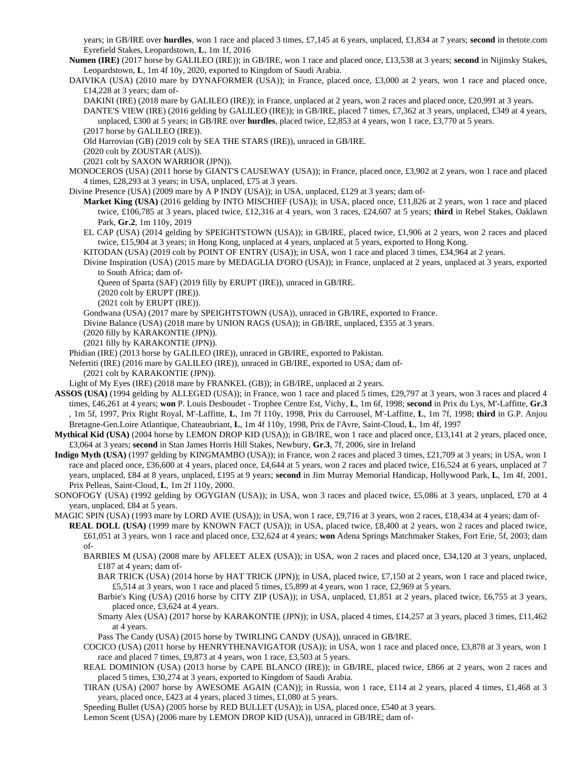years; in GB/IRE over **hurdles**, won 1 race and placed 3 times, £7,145 at 6 years, unplaced, £1,834 at 7 years; **second** in thetote.com Eyrefield Stakes, Leopardstown, **L**, 1m 1f, 2016

**Numen (IRE)** (2017 horse by GALILEO (IRE)); in GB/IRE, won 1 race and placed once, £13,538 at 3 years; **second** in Nijinsky Stakes, Leopardstown, **L**, 1m 4f 10y, 2020, exported to Kingdom of Saudi Arabia.

DAIVIKA (USA) (2010 mare by DYNAFORMER (USA)); in France, placed once, £3,000 at 2 years, won 1 race and placed once, £14,228 at 3 years; dam of-

DAKINI (IRE) (2018 mare by GALILEO (IRE)); in France, unplaced at 2 years, won 2 races and placed once, £20,991 at 3 years.

DANTE'S VIEW (IRE) (2016 gelding by GALILEO (IRE)); in GB/IRE, placed 7 times, £7,362 at 3 years, unplaced, £349 at 4 years, unplaced, £300 at 5 years; in GB/IRE over **hurdles**, placed twice, £2,853 at 4 years, won 1 race, £3,770 at 5 years.

(2017 horse by GALILEO (IRE)).

Old Harrovian (GB) (2019 colt by SEA THE STARS (IRE)), unraced in GB/IRE.

(2020 colt by ZOUSTAR (AUS)).

(2021 colt by SAXON WARRIOR (JPN)).

MONOCEROS (USA) (2011 horse by GIANT'S CAUSEWAY (USA)); in France, placed once, £3,902 at 2 years, won 1 race and placed 4 times, £28,293 at 3 years; in USA, unplaced, £75 at 3 years.

Divine Presence (USA) (2009 mare by A P INDY (USA)); in USA, unplaced, £129 at 3 years; dam of-

**Market King (USA)** (2016 gelding by INTO MISCHIEF (USA)); in USA, placed once, £11,826 at 2 years, won 1 race and placed twice, £106,785 at 3 years, placed twice, £12,316 at 4 years, won 3 races, £24,607 at 5 years; **third** in Rebel Stakes, Oaklawn Park, **Gr.2**, 1m 110y, 2019

EL CAP (USA) (2014 gelding by SPEIGHTSTOWN (USA)); in GB/IRE, placed twice, £1,906 at 2 years, won 2 races and placed twice, £15,904 at 3 years; in Hong Kong, unplaced at 4 years, unplaced at 5 years, exported to Hong Kong.

KITODAN (USA) (2019 colt by POINT OF ENTRY (USA)); in USA, won 1 race and placed 3 times, £34,964 at 2 years.

Divine Inspiration (USA) (2015 mare by MEDAGLIA D'ORO (USA)); in France, unplaced at 2 years, unplaced at 3 years, exported to South Africa; dam of-

Queen of Sparta (SAF) (2019 filly by ERUPT (IRE)), unraced in GB/IRE.

(2020 colt by ERUPT (IRE)).

(2021 colt by ERUPT (IRE)).

Gondwana (USA) (2017 mare by SPEIGHTSTOWN (USA)), unraced in GB/IRE, exported to France.

Divine Balance (USA) (2018 mare by UNION RAGS (USA)); in GB/IRE, unplaced, £355 at 3 years.

(2020 filly by KARAKONTIE (JPN)).

(2021 filly by KARAKONTIE (JPN)).

Phidian (IRE) (2013 horse by GALILEO (IRE)), unraced in GB/IRE, exported to Pakistan.

Nefertiti (IRE) (2016 mare by GALILEO (IRE)), unraced in GB/IRE, exported to USA; dam of-

(2021 colt by KARAKONTIE (JPN)).

Light of My Eyes (IRE) (2018 mare by FRANKEL (GB)); in GB/IRE, unplaced at 2 years.

**ASSOS (USA)** (1994 gelding by ALLEGED (USA)); in France, won 1 race and placed 5 times, £29,797 at 3 years, won 3 races and placed 4 times, £46,261 at 4 years; **won** P. Louis Desboudet - Trophee Centre Est, Vichy, **L**, 1m 6f, 1998; **second** in Prix du Lys, M'-Laffitte, **Gr.3**, 1m 5f, 1997, Prix Right Royal, M'-Laffitte, **L**, 1m 7f 110y, 1998, Prix du Carrousel, M'-Laffitte, **L**, 1m 7f, 1998; **third** in G.P. Anjou Bretagne-Gen.Loire Atlantique, Chateaubriant, **L**, 1m 4f 110y, 1998, Prix de l'Avre, Saint-Cloud, **L**, 1m 4f, 1997

**Mythical Kid (USA)** (2004 horse by LEMON DROP KID (USA)); in GB/IRE, won 1 race and placed once, £13,141 at 2 years, placed once, £3,064 at 3 years; **second** in Stan James Horris Hill Stakes, Newbury, **Gr.3**, 7f, 2006, sire in Ireland

**Indigo Myth (USA)** (1997 gelding by KINGMAMBO (USA)); in France, won 2 races and placed 3 times, £21,709 at 3 years; in USA, won 1 race and placed once, £36,600 at 4 years, placed once, £4,644 at 5 years, won 2 races and placed twice, £16,524 at 6 years, unplaced at 7 years, unplaced, £84 at 8 years, unplaced, £195 at 9 years; **second** in Jim Murray Memorial Handicap, Hollywood Park, **L**, 1m 4f, 2001, Prix Pelleas, Saint-Cloud, **L**, 1m 2f 110y, 2000.

SONOFOGY (USA) (1992 gelding by OGYGIAN (USA)); in USA, won 3 races and placed twice, £5,086 at 3 years, unplaced, £70 at 4 years, unplaced, £84 at 5 years.

MAGIC SPIN (USA) (1993 mare by LORD AVIE (USA)); in USA, won 1 race, £9,716 at 3 years, won 2 races, £18,434 at 4 years; dam of-

**REAL DOLL (USA)** (1999 mare by KNOWN FACT (USA)); in USA, placed twice, £8,400 at 2 years, won 2 races and placed twice, £61,051 at 3 years, won 1 race and placed once, £32,624 at 4 years; **won** Adena Springs Matchmaker Stakes, Fort Erie, 5f, 2003; dam of-

BARBIES M (USA) (2008 mare by AFLEET ALEX (USA)); in USA, won 2 races and placed once, £34,120 at 3 years, unplaced, £187 at 4 years; dam of-

BAR TRICK (USA) (2014 horse by HAT TRICK (JPN)); in USA, placed twice, £7,150 at 2 years, won 1 race and placed twice, £5,514 at 3 years, won 1 race and placed 5 times, £5,899 at 4 years, won 1 race, £2,969 at 5 years.

Barbie's King (USA) (2016 horse by CITY ZIP (USA)); in USA, unplaced, £1,851 at 2 years, placed twice, £6,755 at 3 years, placed once, £3,624 at 4 years.

Smarty Alex (USA) (2017 horse by KARAKONTIE (JPN)); in USA, placed 4 times, £14,257 at 3 years, placed 3 times, £11,462 at 4 years.

Pass The Candy (USA) (2015 horse by TWIRLING CANDY (USA)), unraced in GB/IRE.

COCICO (USA) (2011 horse by HENRYTHENAVIGATOR (USA)); in USA, won 1 race and placed once, £3,878 at 3 years, won 1 race and placed 7 times, £9,873 at 4 years, won 1 race, £3,503 at 5 years.

REAL DOMINION (USA) (2013 horse by CAPE BLANCO (IRE)); in GB/IRE, placed twice, £866 at 2 years, won 2 races and placed 5 times, £30,274 at 3 years, exported to Kingdom of Saudi Arabia.

TIRAN (USA) (2007 horse by AWESOME AGAIN (CAN)); in Russia, won 1 race, £114 at 2 years, placed 4 times, £1,468 at 3 years, placed once, £423 at 4 years, placed 3 times, £1,080 at 5 years.

Speeding Bullet (USA) (2005 horse by RED BULLET (USA)); in USA, placed once, £540 at 3 years.

Lemon Scent (USA) (2006 mare by LEMON DROP KID (USA)), unraced in GB/IRE; dam of-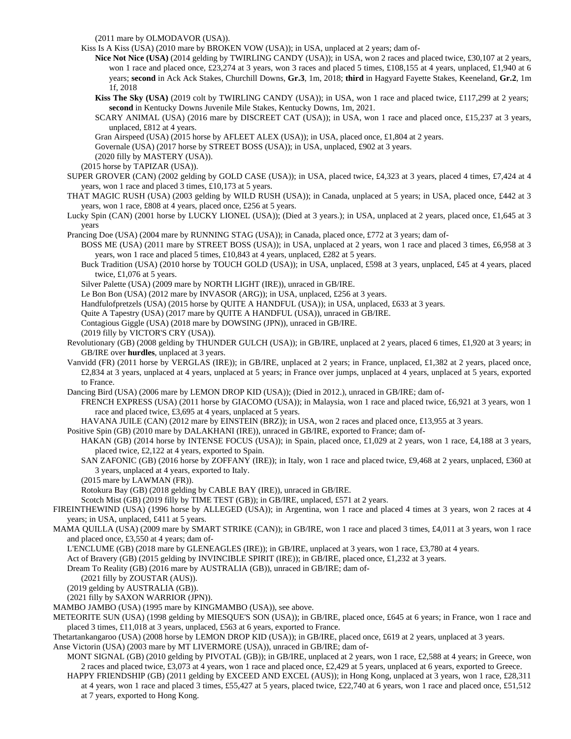(2011 mare by OLMODAVOR (USA)).

Kiss Is A Kiss (USA) (2010 mare by BROKEN VOW (USA)); in USA, unplaced at 2 years; dam of-

**Nice Not Nice (USA)** (2014 gelding by TWIRLING CANDY (USA)); in USA, won 2 races and placed twice, £30,107 at 2 years, won 1 race and placed once, £23,274 at 3 years, won 3 races and placed 5 times, £108,155 at 4 years, unplaced, £1,940 at 6 years; **second** in Ack Ack Stakes, Churchill Downs, **Gr.3**, 1m, 2018; **third** in Hagyard Fayette Stakes, Keeneland, **Gr.2**, 1m 1f, 2018

**Kiss The Sky (USA)** (2019 colt by TWIRLING CANDY (USA)); in USA, won 1 race and placed twice, £117,299 at 2 years; **second** in Kentucky Downs Juvenile Mile Stakes, Kentucky Downs, 1m, 2021.

SCARY ANIMAL (USA) (2016 mare by DISCREET CAT (USA)); in USA, won 1 race and placed once, £15,237 at 3 years, unplaced, £812 at 4 years.

Gran Airspeed (USA) (2015 horse by AFLEET ALEX (USA)); in USA, placed once, £1,804 at 2 years.

Governale (USA) (2017 horse by STREET BOSS (USA)); in USA, unplaced, £902 at 3 years.

(2020 filly by MASTERY (USA)).

(2015 horse by TAPIZAR (USA)).

SUPER GROVER (CAN) (2002 gelding by GOLD CASE (USA)); in USA, placed twice, £4,323 at 3 years, placed 4 times, £7,424 at 4 years, won 1 race and placed 3 times, £10,173 at 5 years.

THAT MAGIC RUSH (USA) (2003 gelding by WILD RUSH (USA)); in Canada, unplaced at 5 years; in USA, placed once, £442 at 3 years, won 1 race, £808 at 4 years, placed once, £256 at 5 years.

Lucky Spin (CAN) (2001 horse by LUCKY LIONEL (USA)); (Died at 3 years.); in USA, unplaced at 2 years, placed once, £1,645 at 3 years

Prancing Doe (USA) (2004 mare by RUNNING STAG (USA)); in Canada, placed once, £772 at 3 years; dam of-

BOSS ME (USA) (2011 mare by STREET BOSS (USA)); in USA, unplaced at 2 years, won 1 race and placed 3 times, £6,958 at 3 years, won 1 race and placed 5 times, £10,843 at 4 years, unplaced, £282 at 5 years.

Buck Tradition (USA) (2010 horse by TOUCH GOLD (USA)); in USA, unplaced, £598 at 3 years, unplaced, £45 at 4 years, placed twice, £1,076 at 5 years.

Silver Palette (USA) (2009 mare by NORTH LIGHT (IRE)), unraced in GB/IRE.

Le Bon Bon (USA) (2012 mare by INVASOR (ARG)); in USA, unplaced, £256 at 3 years.

Handfulofpretzels (USA) (2015 horse by QUITE A HANDFUL (USA)); in USA, unplaced, £633 at 3 years.

Quite A Tapestry (USA) (2017 mare by QUITE A HANDFUL (USA)), unraced in GB/IRE.

Contagious Giggle (USA) (2018 mare by DOWSING (JPN)), unraced in GB/IRE.

(2019 filly by VICTOR'S CRY (USA)).

Revolutionary (GB) (2008 gelding by THUNDER GULCH (USA)); in GB/IRE, unplaced at 2 years, placed 6 times, £1,920 at 3 years; in GB/IRE over **hurdles**, unplaced at 3 years.

Vanvidd (FR) (2011 horse by VERGLAS (IRE)); in GB/IRE, unplaced at 2 years; in France, unplaced, £1,382 at 2 years, placed once, £2,834 at 3 years, unplaced at 4 years, unplaced at 5 years; in France over jumps, unplaced at 4 years, unplaced at 5 years, exported to France.

Dancing Bird (USA) (2006 mare by LEMON DROP KID (USA)); (Died in 2012.), unraced in GB/IRE; dam of-

FRENCH EXPRESS (USA) (2011 horse by GIACOMO (USA)); in Malaysia, won 1 race and placed twice, £6,921 at 3 years, won 1 race and placed twice, £3,695 at 4 years, unplaced at 5 years.

HAVANA JUILE (CAN) (2012 mare by EINSTEIN (BRZ)); in USA, won 2 races and placed once, £13,955 at 3 years.

Positive Spin (GB) (2010 mare by DALAKHANI (IRE)), unraced in GB/IRE, exported to France; dam of-

HAKAN (GB) (2014 horse by INTENSE FOCUS (USA)); in Spain, placed once, £1,029 at 2 years, won 1 race, £4,188 at 3 years, placed twice, £2,122 at 4 years, exported to Spain.

SAN ZAFONIC (GB) (2016 horse by ZOFFANY (IRE)); in Italy, won 1 race and placed twice, £9,468 at 2 years, unplaced, £360 at 3 years, unplaced at 4 years, exported to Italy.

(2015 mare by LAWMAN (FR)).

Rotokura Bay (GB) (2018 gelding by CABLE BAY (IRE)), unraced in GB/IRE.

Scotch Mist (GB) (2019 filly by TIME TEST (GB)); in GB/IRE, unplaced, £571 at 2 years.

FIREINTHEWIND (USA) (1996 horse by ALLEGED (USA)); in Argentina, won 1 race and placed 4 times at 3 years, won 2 races at 4 years; in USA, unplaced, £411 at 5 years.

MAMA QUILLA (USA) (2009 mare by SMART STRIKE (CAN)); in GB/IRE, won 1 race and placed 3 times, £4,011 at 3 years, won 1 race and placed once, £3,550 at 4 years; dam of-

L'ENCLUME (GB) (2018 mare by GLENEAGLES (IRE)); in GB/IRE, unplaced at 3 years, won 1 race, £3,780 at 4 years.

Act of Bravery (GB) (2015 gelding by INVINCIBLE SPIRIT (IRE)); in GB/IRE, placed once, £1,232 at 3 years.

Dream To Reality (GB) (2016 mare by AUSTRALIA (GB)), unraced in GB/IRE; dam of-

(2021 filly by ZOUSTAR (AUS)).

(2019 gelding by AUSTRALIA (GB)).

(2021 filly by SAXON WARRIOR (JPN)).

MAMBO JAMBO (USA) (1995 mare by KINGMAMBO (USA)), see above.

METEORITE SUN (USA) (1998 gelding by MIESQUE'S SON (USA)); in GB/IRE, placed once, £645 at 6 years; in France, won 1 race and placed 3 times, £11,018 at 3 years, unplaced, £563 at 6 years, exported to France.

Thetartankangaroo (USA) (2008 horse by LEMON DROP KID (USA)); in GB/IRE, placed once, £619 at 2 years, unplaced at 3 years.

Anse Victorin (USA) (2003 mare by MT LIVERMORE (USA)), unraced in GB/IRE; dam of-

MONT SIGNAL (GB) (2010 gelding by PIVOTAL (GB)); in GB/IRE, unplaced at 2 years, won 1 race, £2,588 at 4 years; in Greece, won 2 races and placed twice, £3,073 at 4 years, won 1 race and placed once, £2,429 at 5 years, unplaced at 6 years, exported to Greece.

HAPPY FRIENDSHIP (GB) (2011 gelding by EXCEED AND EXCEL (AUS)); in Hong Kong, unplaced at 3 years, won 1 race, £28,311 at 4 years, won 1 race and placed 3 times, £55,427 at 5 years, placed twice, £22,740 at 6 years, won 1 race and placed once, £51,512 at 7 years, exported to Hong Kong.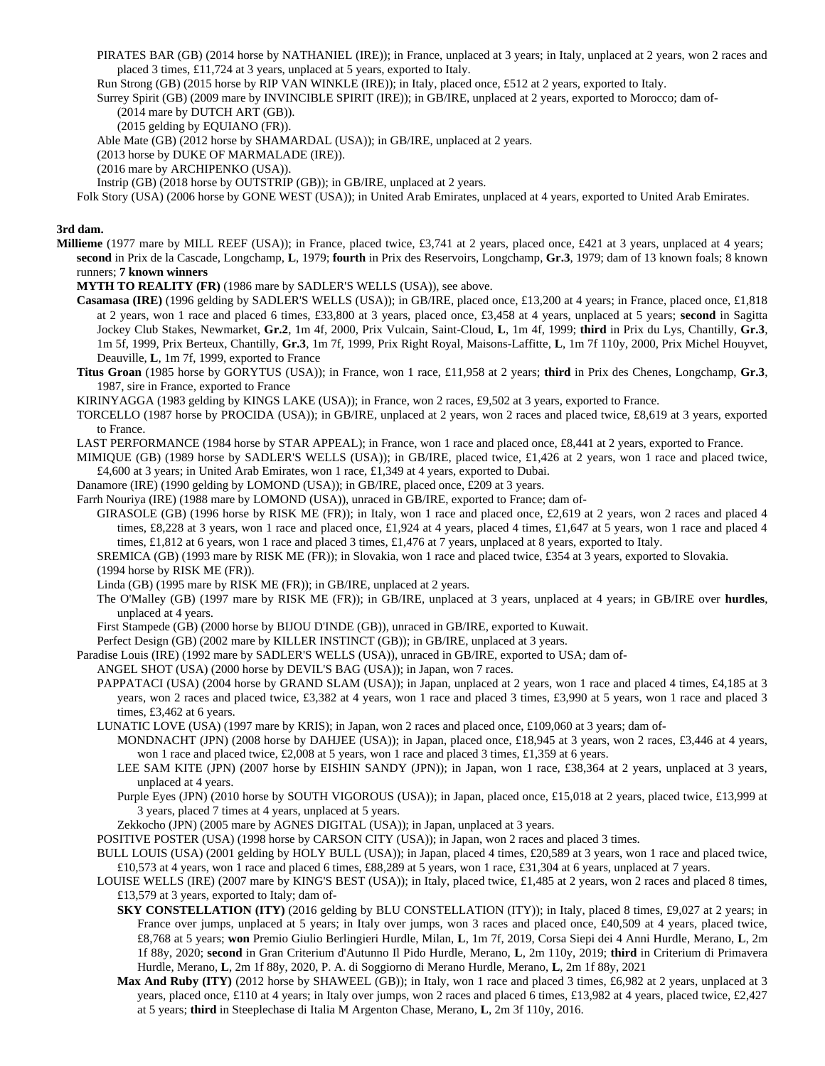PIRATES BAR (GB) (2014 horse by NATHANIEL (IRE)); in France, unplaced at 3 years; in Italy, unplaced at 2 years, won 2 races and placed 3 times, £11,724 at 3 years, unplaced at 5 years, exported to Italy.

Run Strong (GB) (2015 horse by RIP VAN WINKLE (IRE)); in Italy, placed once, £512 at 2 years, exported to Italy.

Surrey Spirit (GB) (2009 mare by INVINCIBLE SPIRIT (IRE)); in GB/IRE, unplaced at 2 years, exported to Morocco; dam of-

(2014 mare by DUTCH ART (GB)).

(2015 gelding by EQUIANO (FR)).

Able Mate (GB) (2012 horse by SHAMARDAL (USA)); in GB/IRE, unplaced at 2 years.

(2013 horse by DUKE OF MARMALADE (IRE)).

(2016 mare by ARCHIPENKO (USA)).

Instrip (GB) (2018 horse by OUTSTRIP (GB)); in GB/IRE, unplaced at 2 years.

Folk Story (USA) (2006 horse by GONE WEST (USA)); in United Arab Emirates, unplaced at 4 years, exported to United Arab Emirates.

**3rd dam.**

**Millieme** (1977 mare by MILL REEF (USA)); in France, placed twice, £3,741 at 2 years, placed once, £421 at 3 years, unplaced at 4 years; **second** in Prix de la Cascade, Longchamp, **L**, 1979; **fourth** in Prix des Reservoirs, Longchamp, **Gr.3**, 1979; dam of 13 known foals; 8 known runners; **7 known winners**

**MYTH TO REALITY (FR)** (1986 mare by SADLER'S WELLS (USA)), see above.

**Casamasa (IRE)** (1996 gelding by SADLER'S WELLS (USA)); in GB/IRE, placed once, £13,200 at 4 years; in France, placed once, £1,818 at 2 years, won 1 race and placed 6 times, £33,800 at 3 years, placed once, £3,458 at 4 years, unplaced at 5 years; **second** in Sagitta Jockey Club Stakes, Newmarket, **Gr.2**, 1m 4f, 2000, Prix Vulcain, Saint-Cloud, **L**, 1m 4f, 1999; **third** in Prix du Lys, Chantilly, **Gr.3**, 1m 5f, 1999, Prix Berteux, Chantilly, **Gr.3**, 1m 7f, 1999, Prix Right Royal, Maisons-Laffitte, **L**, 1m 7f 110y, 2000, Prix Michel Houyvet, Deauville, **L**, 1m 7f, 1999, exported to France

**Titus Groan** (1985 horse by GORYTUS (USA)); in France, won 1 race, £11,958 at 2 years; **third** in Prix des Chenes, Longchamp, **Gr.3**, 1987, sire in France, exported to France

KIRINYAGGA (1983 gelding by KINGS LAKE (USA)); in France, won 2 races, £9,502 at 3 years, exported to France.

TORCELLO (1987 horse by PROCIDA (USA)); in GB/IRE, unplaced at 2 years, won 2 races and placed twice, £8,619 at 3 years, exported to France.

LAST PERFORMANCE (1984 horse by STAR APPEAL); in France, won 1 race and placed once, £8,441 at 2 years, exported to France.

MIMIQUE (GB) (1989 horse by SADLER'S WELLS (USA)); in GB/IRE, placed twice, £1,426 at 2 years, won 1 race and placed twice, £4,600 at 3 years; in United Arab Emirates, won 1 race, £1,349 at 4 years, exported to Dubai.

Danamore (IRE) (1990 gelding by LOMOND (USA)); in GB/IRE, placed once, £209 at 3 years.

Farrh Nouriya (IRE) (1988 mare by LOMOND (USA)), unraced in GB/IRE, exported to France; dam of-

GIRASOLE (GB) (1996 horse by RISK ME (FR)); in Italy, won 1 race and placed once, £2,619 at 2 years, won 2 races and placed 4 times, £8,228 at 3 years, won 1 race and placed once, £1,924 at 4 years, placed 4 times, £1,647 at 5 years, won 1 race and placed 4 times, £1,812 at 6 years, won 1 race and placed 3 times, £1,476 at 7 years, unplaced at 8 years, exported to Italy.

SREMICA (GB) (1993 mare by RISK ME (FR)); in Slovakia, won 1 race and placed twice, £354 at 3 years, exported to Slovakia.

(1994 horse by RISK ME (FR)).

Linda (GB) (1995 mare by RISK ME (FR)); in GB/IRE, unplaced at 2 years.

The O'Malley (GB) (1997 mare by RISK ME (FR)); in GB/IRE, unplaced at 3 years, unplaced at 4 years; in GB/IRE over **hurdles**, unplaced at 4 years.

First Stampede (GB) (2000 horse by BIJOU D'INDE (GB)), unraced in GB/IRE, exported to Kuwait.

Perfect Design (GB) (2002 mare by KILLER INSTINCT (GB)); in GB/IRE, unplaced at 3 years.

Paradise Louis (IRE) (1992 mare by SADLER'S WELLS (USA)), unraced in GB/IRE, exported to USA; dam of-

ANGEL SHOT (USA) (2000 horse by DEVIL'S BAG (USA)); in Japan, won 7 races.

PAPPATACI (USA) (2004 horse by GRAND SLAM (USA)); in Japan, unplaced at 2 years, won 1 race and placed 4 times, £4,185 at 3 years, won 2 races and placed twice, £3,382 at 4 years, won 1 race and placed 3 times, £3,990 at 5 years, won 1 race and placed 3 times, £3,462 at 6 years.

LUNATIC LOVE (USA) (1997 mare by KRIS); in Japan, won 2 races and placed once, £109,060 at 3 years; dam of-

MONDNACHT (JPN) (2008 horse by DAHJEE (USA)); in Japan, placed once, £18,945 at 3 years, won 2 races, £3,446 at 4 years, won 1 race and placed twice, £2,008 at 5 years, won 1 race and placed 3 times, £1,359 at 6 years.

LEE SAM KITE (JPN) (2007 horse by EISHIN SANDY (JPN)); in Japan, won 1 race, £38,364 at 2 years, unplaced at 3 years, unplaced at 4 years.

Purple Eyes (JPN) (2010 horse by SOUTH VIGOROUS (USA)); in Japan, placed once, £15,018 at 2 years, placed twice, £13,999 at 3 years, placed 7 times at 4 years, unplaced at 5 years.

Zekkocho (JPN) (2005 mare by AGNES DIGITAL (USA)); in Japan, unplaced at 3 years.

POSITIVE POSTER (USA) (1998 horse by CARSON CITY (USA)); in Japan, won 2 races and placed 3 times.

BULL LOUIS (USA) (2001 gelding by HOLY BULL (USA)); in Japan, placed 4 times, £20,589 at 3 years, won 1 race and placed twice, £10,573 at 4 years, won 1 race and placed 6 times, £88,289 at 5 years, won 1 race, £31,304 at 6 years, unplaced at 7 years.

LOUISE WELLS (IRE) (2007 mare by KING'S BEST (USA)); in Italy, placed twice, £1,485 at 2 years, won 2 races and placed 8 times, £13,579 at 3 years, exported to Italy; dam of-

**SKY CONSTELLATION (ITY)** (2016 gelding by BLU CONSTELLATION (ITY)); in Italy, placed 8 times, £9,027 at 2 years; in France over jumps, unplaced at 5 years; in Italy over jumps, won 3 races and placed once, £40,509 at 4 years, placed twice, £8,768 at 5 years; **won** Premio Giulio Berlingieri Hurdle, Milan, **L**, 1m 7f, 2019, Corsa Siepi dei 4 Anni Hurdle, Merano, **L**, 2m 1f 88y, 2020; **second** in Gran Criterium d'Autunno Il Pido Hurdle, Merano, **L**, 2m 110y, 2019; **third** in Criterium di Primavera Hurdle, Merano, **L**, 2m 1f 88y, 2020, P. A. di Soggiorno di Merano Hurdle, Merano, **L**, 2m 1f 88y, 2021

**Max And Ruby (ITY)** (2012 horse by SHAWEEL (GB)); in Italy, won 1 race and placed 3 times, £6,982 at 2 years, unplaced at 3 years, placed once, £110 at 4 years; in Italy over jumps, won 2 races and placed 6 times, £13,982 at 4 years, placed twice, £2,427 at 5 years; **third** in Steeplechase di Italia M Argenton Chase, Merano, **L**, 2m 3f 110y, 2016.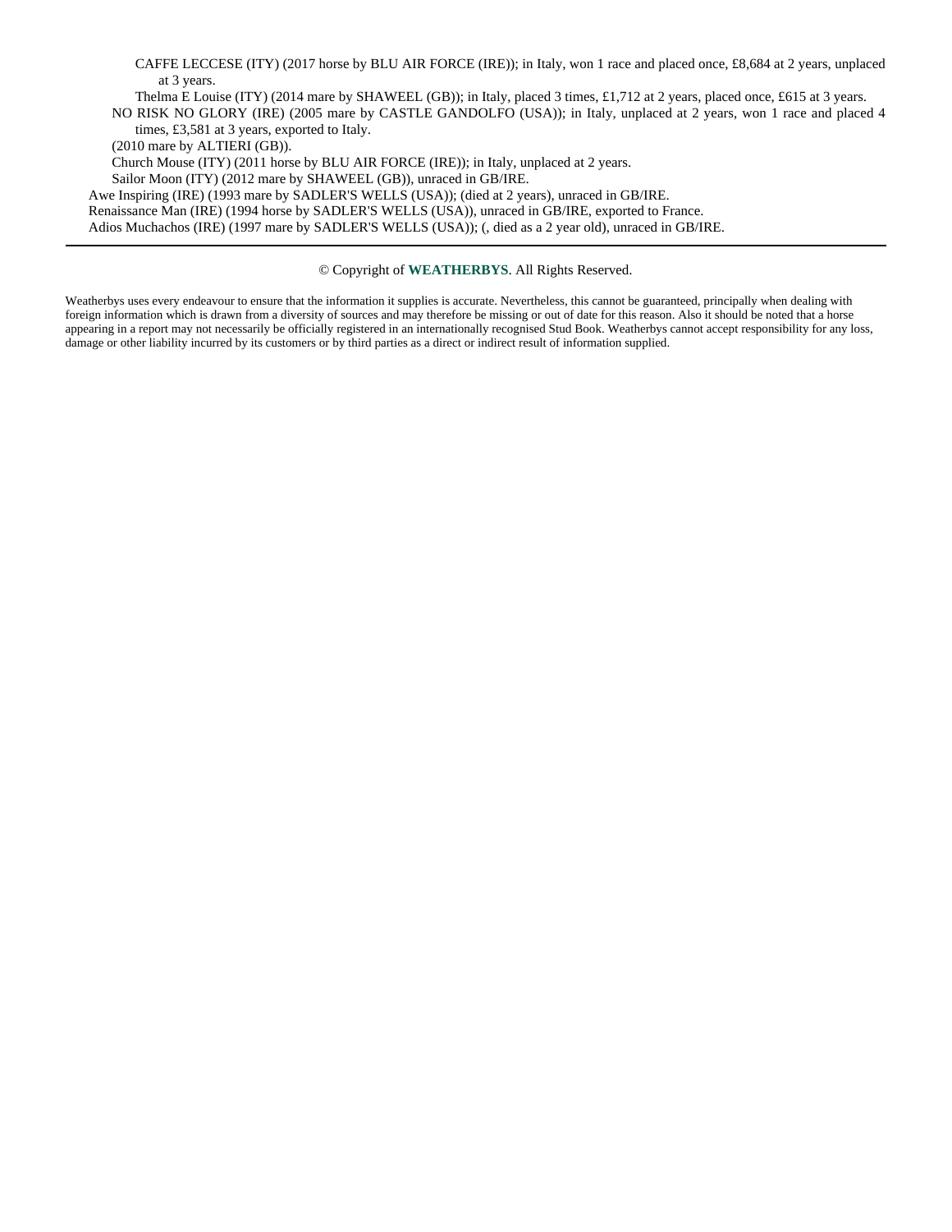CAFFE LECCESE (ITY) (2017 horse by BLU AIR FORCE (IRE)); in Italy, won 1 race and placed once, £8,684 at 2 years, unplaced at 3 years.

Thelma E Louise (ITY) (2014 mare by SHAWEEL (GB)); in Italy, placed 3 times, £1,712 at 2 years, placed once, £615 at 3 years.

NO RISK NO GLORY (IRE) (2005 mare by CASTLE GANDOLFO (USA)); in Italy, unplaced at 2 years, won 1 race and placed 4 times, £3,581 at 3 years, exported to Italy.

(2010 mare by ALTIERI (GB)).

Church Mouse (ITY) (2011 horse by BLU AIR FORCE (IRE)); in Italy, unplaced at 2 years.

Sailor Moon (ITY) (2012 mare by SHAWEEL (GB)), unraced in GB/IRE.

Awe Inspiring (IRE) (1993 mare by SADLER'S WELLS (USA)); (died at 2 years), unraced in GB/IRE.

Renaissance Man (IRE) (1994 horse by SADLER'S WELLS (USA)), unraced in GB/IRE, exported to France.

Adios Muchachos (IRE) (1997 mare by SADLER'S WELLS (USA)); (, died as a 2 year old), unraced in GB/IRE.

---

© Copyright of **WEATHERBYS**. All Rights Reserved.

Weatherbys uses every endeavour to ensure that the information it supplies is accurate. Nevertheless, this cannot be guaranteed, principally when dealing with foreign information which is drawn from a diversity of sources and may therefore be missing or out of date for this reason. Also it should be noted that a horse appearing in a report may not necessarily be officially registered in an internationally recognised Stud Book. Weatherbys cannot accept responsibility for any loss, damage or other liability incurred by its customers or by third parties as a direct or indirect result of information supplied.